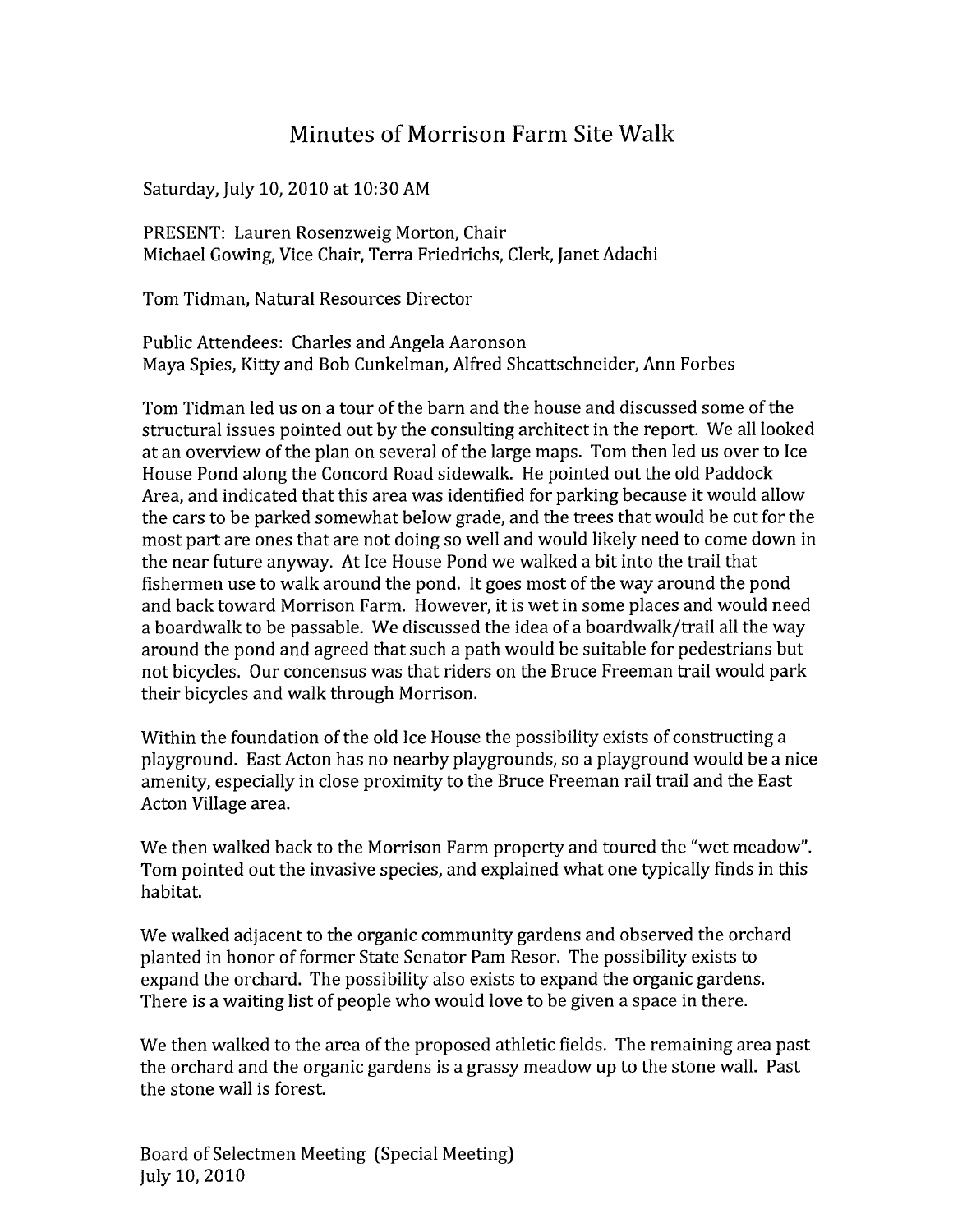# Minutes of Morrison Farm Site Walk

Saturday, July 10, 2010 at 10:30 AM

PRESENT: Lauren Rosenzweig Morton, Chair
Michael Gowing, Vice Chair, Terra Friedrichs, Clerk, Janet Adachi

Tom Tidman, Natural Resources Director

Public Attendees: Charles and Angela Aaronson
Maya Spies, Kitty and Bob Cunkelman, Alfred Shcattschneider, Ann Forbes

Tom Tidman led us on a tour of the barn and the house and discussed some of the structural issues pointed out by the consulting architect in the report. We all looked at an overview of the plan on several of the large maps. Tom then led us over to Ice House Pond along the Concord Road sidewalk. He pointed out the old Paddock Area, and indicated that this area was identified for parking because it would allow the cars to be parked somewhat below grade, and the trees that would be cut for the most part are ones that are not doing so well and would likely need to come down in the near future anyway. At Ice House Pond we walked a bit into the trail that fishermen use to walk around the pond. It goes most of the way around the pond and back toward Morrison Farm. However, it is wet in some places and would need a boardwalk to be passable. We discussed the idea of a boardwalk/trail all the way around the pond and agreed that such a path would be suitable for pedestrians but not bicycles. Our concensus was that riders on the Bruce Freeman trail would park their bicycles and walk through Morrison.

Within the foundation of the old Ice House the possibility exists of constructing a playground. East Acton has no nearby playgrounds, so a playground would be a nice amenity, especially in close proximity to the Bruce Freeman rail trail and the East Acton Village area.

We then walked back to the Morrison Farm property and toured the "wet meadow". Tom pointed out the invasive species, and explained what one typically finds in this habitat.

We walked adjacent to the organic community gardens and observed the orchard planted in honor of former State Senator Pam Resor. The possibility exists to expand the orchard. The possibility also exists to expand the organic gardens. There is a waiting list of people who would love to be given a space in there.

We then walked to the area of the proposed athletic fields. The remaining area past the orchard and the organic gardens is a grassy meadow up to the stone wall. Past the stone wall is forest.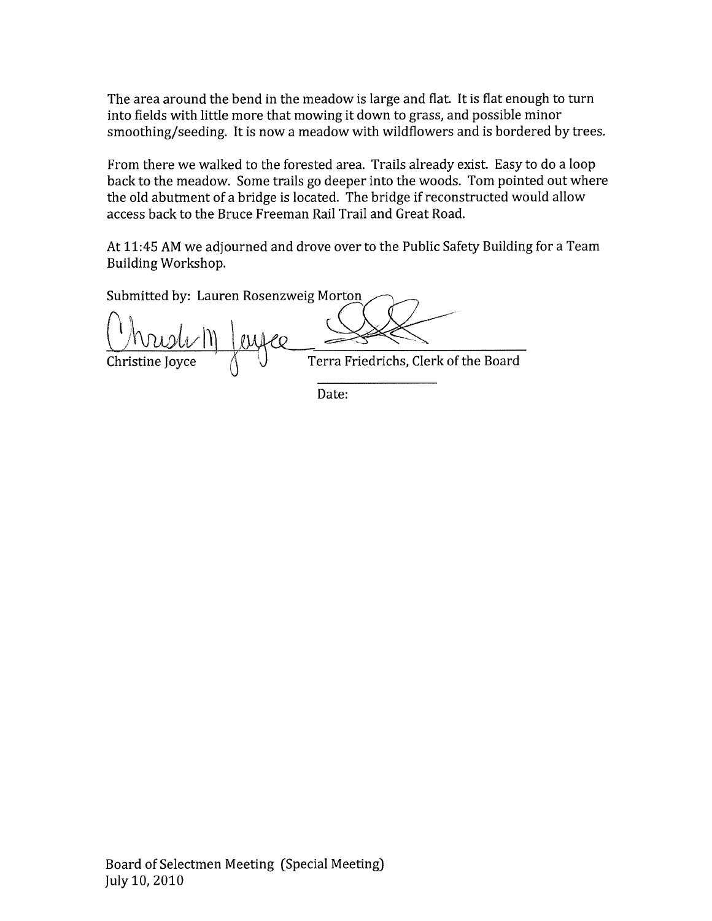The area around the bend in the meadow is large and flat. It is flat enough to turn into fields with little more that mowing it down to grass, and possible minor smoothing/seeding. It is now a meadow with wildflowers and is bordered by trees.

From there we walked to the forested area. Trails already exist. Easy to do a loop back to the meadow. Some trails go deeper into the woods. Tom pointed out where the old abutment of a bridge is located. The bridge if reconstructed would allow access back to the Bruce Freeman Rail Trail and Great Road.

At 11:45 AM we adjourned and drove over to the Public Safety Building for a Team Building Workshop.

Submitted by: Lauren Rosenzweig Morton

Christine Joyce

Terra Friedrichs, Clerk of the Board

Date:

Board of Selectmen Meeting (Special Meeting)
July 10, 2010